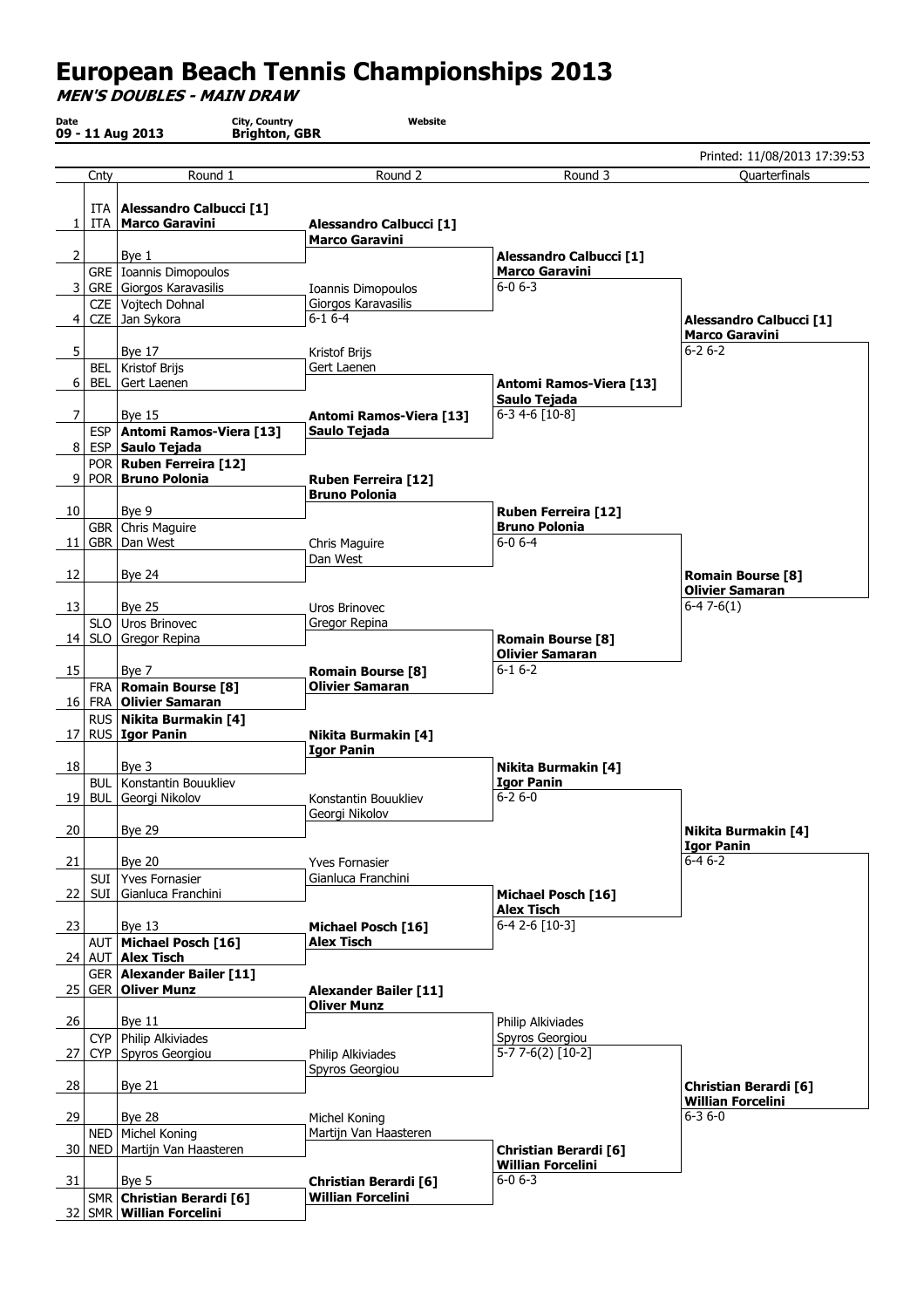# European Beach Tennis Championships 2013

***MEN'S DOUBLES - MAIN DRAW***

**Date** 09 - 11 Aug 2013 | **City, Country** Brighton, GBR | **Website**

Printed: 11/08/2013 17:39:53

| | Cnty | Round 1 | Round 2 | Round 3 | Quarterfinals |
|---|---|---|---|---|---|
| 1 | ITA / ITA | **Alessandro Calbucci [1]** / **Marco Garavini** | **Alessandro Calbucci [1]** / **Marco Garavini** | **Alessandro Calbucci [1]** / **Marco Garavini** 6-0 6-3 | **Alessandro Calbucci [1]** / **Marco Garavini** 6-2 6-2 |
| 2 | | Bye 1 | | | |
| 3 | GRE / GRE | Ioannis Dimopoulos / Giorgos Karavasilis | Ioannis Dimopoulos / Giorgos Karavasilis 6-1 6-4 | | |
| 4 | CZE / CZE | Vojtech Dohnal / Jan Sykora | | | |
| 5 | | Bye 17 | Kristof Brijs / Gert Laenen | **Antomi Ramos-Viera [13]** / **Saulo Tejada** 6-3 4-6 [10-8] | |
| 6 | BEL / BEL | Kristof Brijs / Gert Laenen | | | |
| 7 | | Bye 15 | **Antomi Ramos-Viera [13]** / **Saulo Tejada** | | |
| 8 | ESP / ESP | **Antomi Ramos-Viera [13]** / **Saulo Tejada** | | | |
| 9 | POR / POR | **Ruben Ferreira [12]** / **Bruno Polonia** | **Ruben Ferreira [12]** / **Bruno Polonia** | **Ruben Ferreira [12]** / **Bruno Polonia** 6-0 6-4 | **Romain Bourse [8]** / **Olivier Samaran** 6-4 7-6(1) |
| 10 | | Bye 9 | | | |
| 11 | GBR / GBR | Chris Maguire / Dan West | Chris Maguire / Dan West | | |
| 12 | | Bye 24 | | | |
| 13 | | Bye 25 | Uros Brinovec / Gregor Repina | **Romain Bourse [8]** / **Olivier Samaran** 6-1 6-2 | |
| 14 | SLO / SLO | Uros Brinovec / Gregor Repina | | | |
| 15 | | Bye 7 | **Romain Bourse [8]** / **Olivier Samaran** | | |
| 16 | FRA / FRA | **Romain Bourse [8]** / **Olivier Samaran** | | | |
| 17 | RUS / RUS | **Nikita Burmakin [4]** / **Igor Panin** | **Nikita Burmakin [4]** / **Igor Panin** | **Nikita Burmakin [4]** / **Igor Panin** 6-2 6-0 | **Nikita Burmakin [4]** / **Igor Panin** 6-4 6-2 |
| 18 | | Bye 3 | | | |
| 19 | BUL / BUL | Konstantin Bouukliev / Georgi Nikolov | Konstantin Bouukliev / Georgi Nikolov | | |
| 20 | | Bye 29 | | | |
| 21 | | Bye 20 | Yves Fornasier / Gianluca Franchini | **Michael Posch [16]** / **Alex Tisch** 6-4 2-6 [10-3] | |
| 22 | SUI / SUI | Yves Fornasier / Gianluca Franchini | | | |
| 23 | | Bye 13 | **Michael Posch [16]** / **Alex Tisch** | | |
| 24 | AUT / AUT | **Michael Posch [16]** / **Alex Tisch** | | | |
| 25 | GER / GER | **Alexander Bailer [11]** / **Oliver Munz** | **Alexander Bailer [11]** / **Oliver Munz** | Philip Alkiviades / Spyros Georgiou 5-7 7-6(2) [10-2] | **Christian Berardi [6]** / **Willian Forcelini** 6-3 6-0 |
| 26 | | Bye 11 | | | |
| 27 | CYP / CYP | Philip Alkiviades / Spyros Georgiou | Philip Alkiviades / Spyros Georgiou | | |
| 28 | | Bye 21 | | | |
| 29 | | Bye 28 | Michel Koning / Martijn Van Haasteren | **Christian Berardi [6]** / **Willian Forcelini** 6-0 6-3 | |
| 30 | NED / NED | Michel Koning / Martijn Van Haasteren | | | |
| 31 | | Bye 5 | **Christian Berardi [6]** / **Willian Forcelini** | | |
| 32 | SMR / SMR | **Christian Berardi [6]** / **Willian Forcelini** | | | |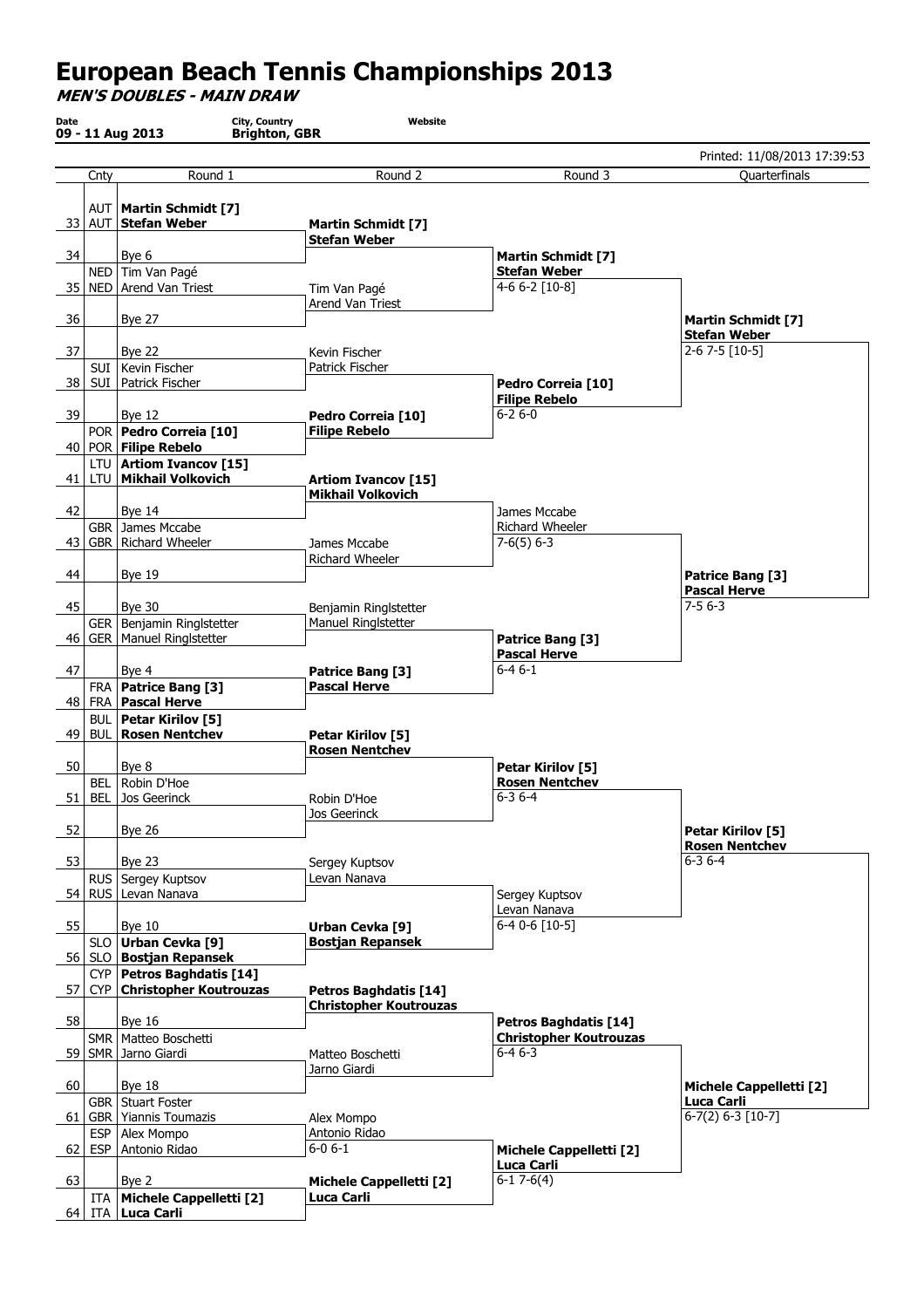# European Beach Tennis Championships 2013

***MEN'S DOUBLES - MAIN DRAW***

| Date | City, Country | Website |
|---|---|---|
| 09 - 11 Aug 2013 | Brighton, GBR | |

Printed: 11/08/2013 17:39:53

| # | Cnty | Round 1 | Round 2 | Round 3 | Quarterfinals |
|---|---|---|---|---|---|
| 33 | AUT / AUT | **Martin Schmidt [7]** / **Stefan Weber** | **Martin Schmidt [7]** / **Stefan Weber** | | |
| 34 | | Bye 6 | | **Martin Schmidt [7]** / **Stefan Weber** 4-6 6-2 [10-8] | |
| 35 | NED / NED | Tim Van Pagé / Arend Van Triest | Tim Van Pagé / Arend Van Triest | | |
| 36 | | Bye 27 | | | **Martin Schmidt [7]** / **Stefan Weber** 2-6 7-5 [10-5] |
| 37 | | Bye 22 | Kevin Fischer / Patrick Fischer | | |
| 38 | SUI / SUI | Kevin Fischer / Patrick Fischer | | **Pedro Correia [10]** / **Filipe Rebelo** 6-2 6-0 | |
| 39 | | Bye 12 | **Pedro Correia [10]** / **Filipe Rebelo** | | |
| 40 | POR / POR | **Pedro Correia [10]** / **Filipe Rebelo** | | | |
| 41 | LTU / LTU | **Artiom Ivancov [15]** / **Mikhail Volkovich** | **Artiom Ivancov [15]** / **Mikhail Volkovich** | | |
| 42 | | Bye 14 | | James Mccabe / Richard Wheeler 7-6(5) 6-3 | |
| 43 | GBR / GBR | James Mccabe / Richard Wheeler | James Mccabe / Richard Wheeler | | |
| 44 | | Bye 19 | | | **Patrice Bang [3]** / **Pascal Herve** 7-5 6-3 |
| 45 | | Bye 30 | Benjamin Ringlstetter / Manuel Ringlstetter | | |
| 46 | GER / GER | Benjamin Ringlstetter / Manuel Ringlstetter | | **Patrice Bang [3]** / **Pascal Herve** 6-4 6-1 | |
| 47 | | Bye 4 | **Patrice Bang [3]** / **Pascal Herve** | | |
| 48 | FRA / FRA | **Patrice Bang [3]** / **Pascal Herve** | | | |
| 49 | BUL / BUL | **Petar Kirilov [5]** / **Rosen Nentchev** | **Petar Kirilov [5]** / **Rosen Nentchev** | | |
| 50 | | Bye 8 | | **Petar Kirilov [5]** / **Rosen Nentchev** 6-3 6-4 | |
| 51 | BEL / BEL | Robin D'Hoe / Jos Geerinck | Robin D'Hoe / Jos Geerinck | | |
| 52 | | Bye 26 | | | **Petar Kirilov [5]** / **Rosen Nentchev** 6-3 6-4 |
| 53 | | Bye 23 | Sergey Kuptsov / Levan Nanava | | |
| 54 | RUS / RUS | Sergey Kuptsov / Levan Nanava | | Sergey Kuptsov / Levan Nanava 6-4 0-6 [10-5] | |
| 55 | | Bye 10 | **Urban Cevka [9]** / **Bostjan Repansek** | | |
| 56 | SLO / SLO | **Urban Cevka [9]** / **Bostjan Repansek** | | | |
| 57 | CYP / CYP | **Petros Baghdatis [14]** / **Christopher Koutrouzas** | **Petros Baghdatis [14]** / **Christopher Koutrouzas** | | |
| 58 | | Bye 16 | | **Petros Baghdatis [14]** / **Christopher Koutrouzas** 6-4 6-3 | |
| 59 | SMR / SMR | Matteo Boschetti / Jarno Giardi | Matteo Boschetti / Jarno Giardi | | |
| 60 | | Bye 18 | | | **Michele Cappelletti [2]** / **Luca Carli** 6-7(2) 6-3 [10-7] |
| 61 | GBR / GBR | Stuart Foster / Yiannis Toumazis | Alex Mompo / Antonio Ridao 6-0 6-1 | | |
| 62 | ESP / ESP | Alex Mompo / Antonio Ridao | | **Michele Cappelletti [2]** / **Luca Carli** 6-1 7-6(4) | |
| 63 | | Bye 2 | **Michele Cappelletti [2]** / **Luca Carli** | | |
| 64 | ITA / ITA | **Michele Cappelletti [2]** / **Luca Carli** | | | |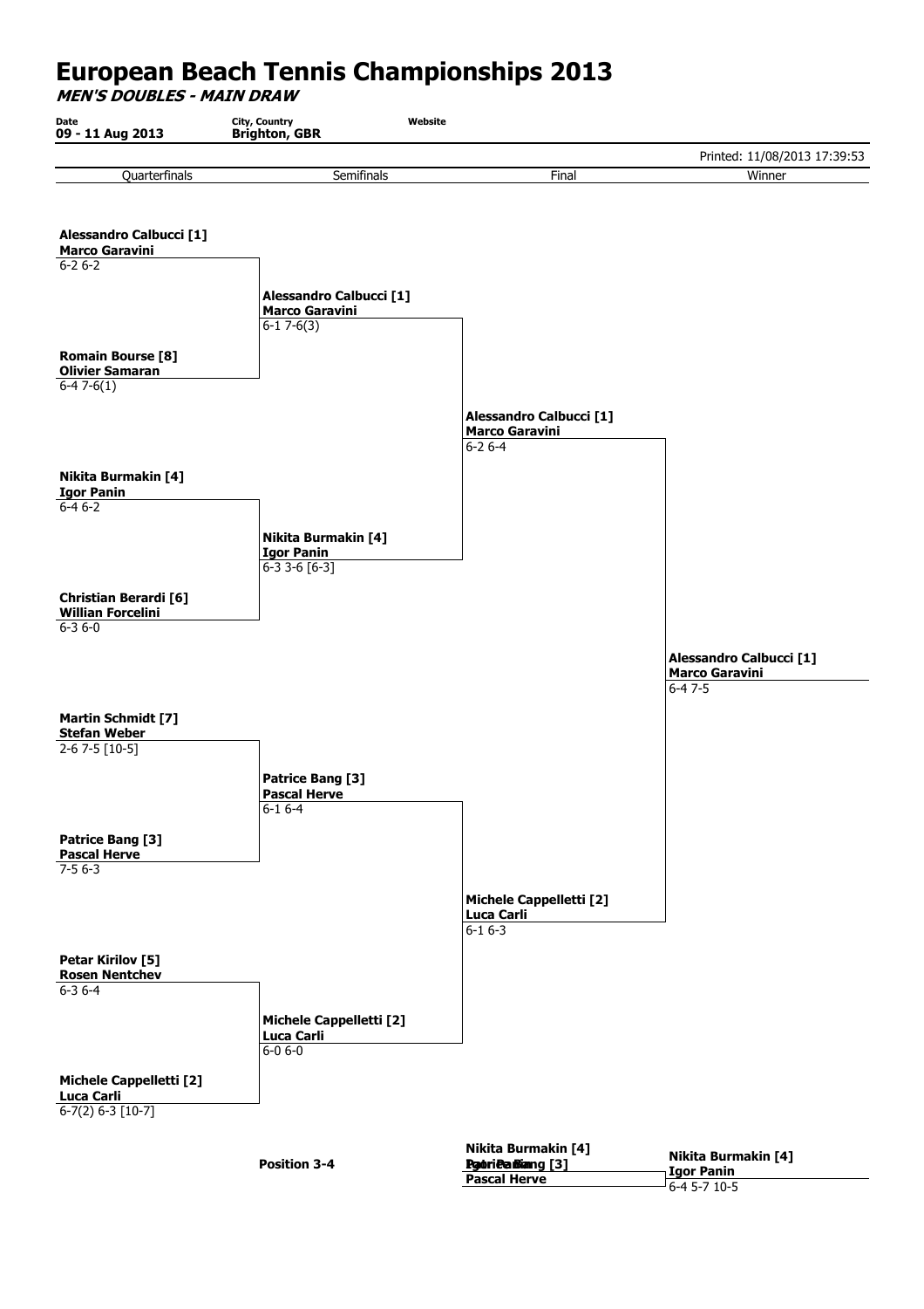# European Beach Tennis Championships 2013

***MEN'S DOUBLES - MAIN DRAW***

| Date | City, Country | Website |
|---|---|---|
| 09 - 11 Aug 2013 | Brighton, GBR | |

Printed: 11/08/2013 17:39:53

| Quarterfinals | Semifinals | Final | Winner |
|---|---|---|---|
| **Alessandro Calbucci [1]** **Marco Garavini** 6-2 6-2 | | | |
| | **Alessandro Calbucci [1]** **Marco Garavini** 6-1 7-6(3) | | |
| **Romain Bourse [8]** **Olivier Samaran** 6-4 7-6(1) | | | |
| | | **Alessandro Calbucci [1]** **Marco Garavini** 6-2 6-4 | |
| **Nikita Burmakin [4]** **Igor Panin** 6-4 6-2 | | | |
| | **Nikita Burmakin [4]** **Igor Panin** 6-3 3-6 [6-3] | | |
| **Christian Berardi [6]** **Willian Forcelini** 6-3 6-0 | | | |
| | | | **Alessandro Calbucci [1]** **Marco Garavini** 6-4 7-5 |
| **Martin Schmidt [7]** **Stefan Weber** 2-6 7-5 [10-5] | | | |
| | **Patrice Bang [3]** **Pascal Herve** 6-1 6-4 | | |
| **Patrice Bang [3]** **Pascal Herve** 7-5 6-3 | | | |
| | | **Michele Cappelletti [2]** **Luca Carli** 6-1 6-3 | |
| **Petar Kirilov [5]** **Rosen Nentchev** 6-3 6-4 | | | |
| | **Michele Cappelletti [2]** **Luca Carli** 6-0 6-0 | | |
| **Michele Cappelletti [2]** **Luca Carli** 6-7(2) 6-3 [10-7] | | | |

**Position 3-4**

| | |
|---|---|
| **Nikita Burmakin [4]** **Igor Panin** / **Patrice Bang [3]** **Pascal Herve** | **Nikita Burmakin [4]** **Igor Panin** 6-4 5-7 10-5 |